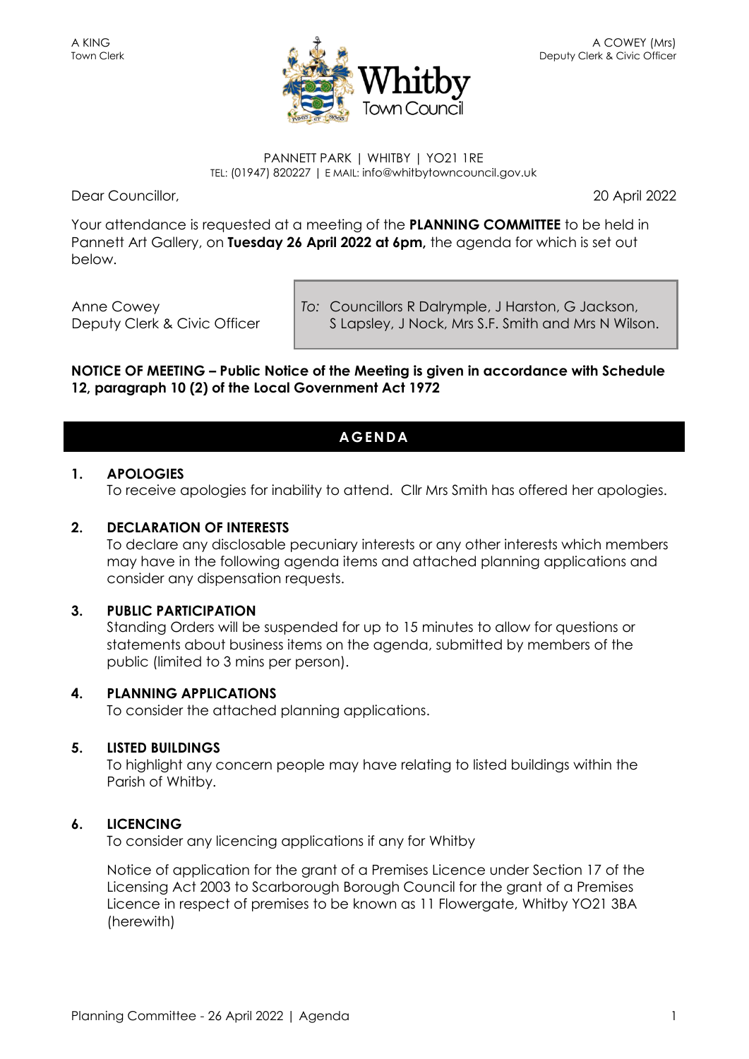A KING
Town Clerk

A COWEY (Mrs)
Deputy Clerk & Civic Officer

# Whitby Town Council

PANNETT PARK | WHITBY | YO21 1RE
TEL: (01947) 820227 | E MAIL: info@whitbytowncouncil.gov.uk

Dear Councillor,

20 April 2022

Your attendance is requested at a meeting of the **PLANNING COMMITTEE** to be held in Pannett Art Gallery, on **Tuesday 26 April 2022 at 6pm,** the agenda for which is set out below.

Anne Cowey
Deputy Clerk & Civic Officer

*To:* Councillors R Dalrymple, J Harston, G Jackson, S Lapsley, J Nock, Mrs S.F. Smith and Mrs N Wilson.

**NOTICE OF MEETING – Public Notice of the Meeting is given in accordance with Schedule 12, paragraph 10 (2) of the Local Government Act 1972**

## AGENDA

**1. APOLOGIES**
To receive apologies for inability to attend. Cllr Mrs Smith has offered her apologies.

**2. DECLARATION OF INTERESTS**
To declare any disclosable pecuniary interests or any other interests which members may have in the following agenda items and attached planning applications and consider any dispensation requests.

**3. PUBLIC PARTICIPATION**
Standing Orders will be suspended for up to 15 minutes to allow for questions or statements about business items on the agenda, submitted by members of the public (limited to 3 mins per person).

**4. PLANNING APPLICATIONS**
To consider the attached planning applications.

**5. LISTED BUILDINGS**
To highlight any concern people may have relating to listed buildings within the Parish of Whitby.

**6. LICENCING**
To consider any licencing applications if any for Whitby

Notice of application for the grant of a Premises Licence under Section 17 of the Licensing Act 2003 to Scarborough Borough Council for the grant of a Premises Licence in respect of premises to be known as 11 Flowergate, Whitby YO21 3BA (herewith)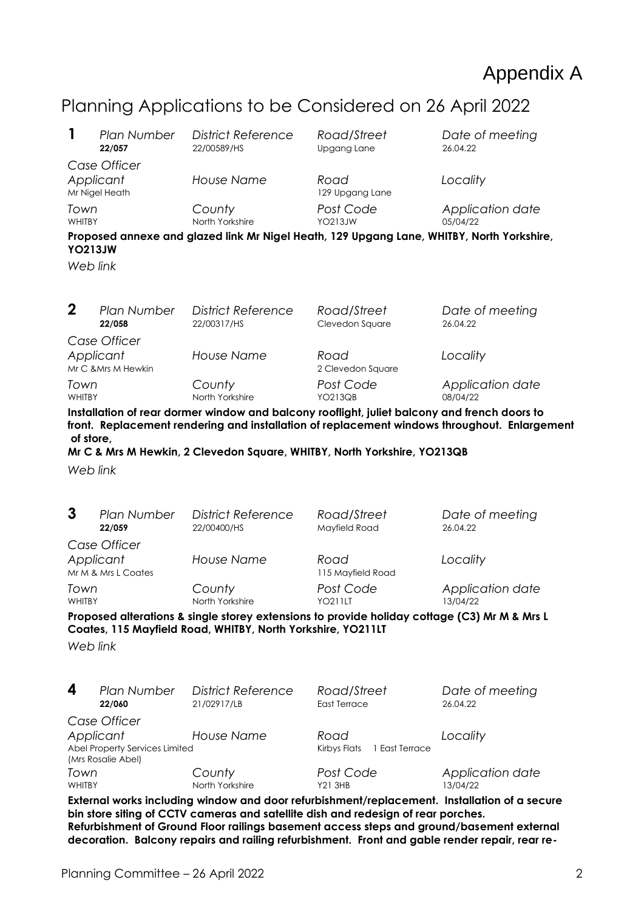# Appendix A

## Planning Applications to be Considered on 26 April 2022

**1**

| *Plan Number* | *District Reference* | *Road/Street* | *Date of meeting* |
|---|---|---|---|
| **22/057** | 22/00589/HS | Upgang Lane | 26.04.22 |
| *Case Officer* | | | |
| *Applicant* | *House Name* | *Road* | *Locality* |
| Mr Nigel Heath | | 129 Upgang Lane | |
| *Town* | *County* | *Post Code* | *Application date* |
| WHITBY | North Yorkshire | YO213JW | 05/04/22 |

**Proposed annexe and glazed link Mr Nigel Heath, 129 Upgang Lane, WHITBY, North Yorkshire, YO213JW**

*Web link*

**2**

| *Plan Number* | *District Reference* | *Road/Street* | *Date of meeting* |
|---|---|---|---|
| **22/058** | 22/00317/HS | Clevedon Square | 26.04.22 |
| *Case Officer* | | | |
| *Applicant* | *House Name* | *Road* | *Locality* |
| Mr C &Mrs M Hewkin | | 2 Clevedon Square | |
| *Town* | *County* | *Post Code* | *Application date* |
| WHITBY | North Yorkshire | YO213QB | 08/04/22 |

**Installation of rear dormer window and balcony rooflight, juliet balcony and french doors to front. Replacement rendering and installation of replacement windows throughout. Enlargement of store,**

**Mr C & Mrs M Hewkin, 2 Clevedon Square, WHITBY, North Yorkshire, YO213QB**

*Web link*

**3**

| *Plan Number* | *District Reference* | *Road/Street* | *Date of meeting* |
|---|---|---|---|
| **22/059** | 22/00400/HS | Mayfield Road | 26.04.22 |
| *Case Officer* | | | |
| *Applicant* | *House Name* | *Road* | *Locality* |
| Mr M & Mrs L Coates | | 115 Mayfield Road | |
| *Town* | *County* | *Post Code* | *Application date* |
| WHITBY | North Yorkshire | YO211LT | 13/04/22 |

**Proposed alterations & single storey extensions to provide holiday cottage (C3) Mr M & Mrs L Coates, 115 Mayfield Road, WHITBY, North Yorkshire, YO211LT**

*Web link*

**4**

| *Plan Number* | *District Reference* | *Road/Street* | *Date of meeting* |
|---|---|---|---|
| **22/060** | 21/02917/LB | East Terrace | 26.04.22 |
| *Case Officer* | | | |
| *Applicant* | *House Name* | *Road* | *Locality* |
| Abel Property Services Limited (Mrs Rosalie Abel) | | Kirbys Flats 1 East Terrace | |
| *Town* | *County* | *Post Code* | *Application date* |
| WHITBY | North Yorkshire | Y21 3HB | 13/04/22 |

**External works including window and door refurbishment/replacement. Installation of a secure bin store siting of CCTV cameras and satellite dish and redesign of rear porches. Refurbishment of Ground Floor railings basement access steps and ground/basement external decoration. Balcony repairs and railing refurbishment. Front and gable render repair, rear re-**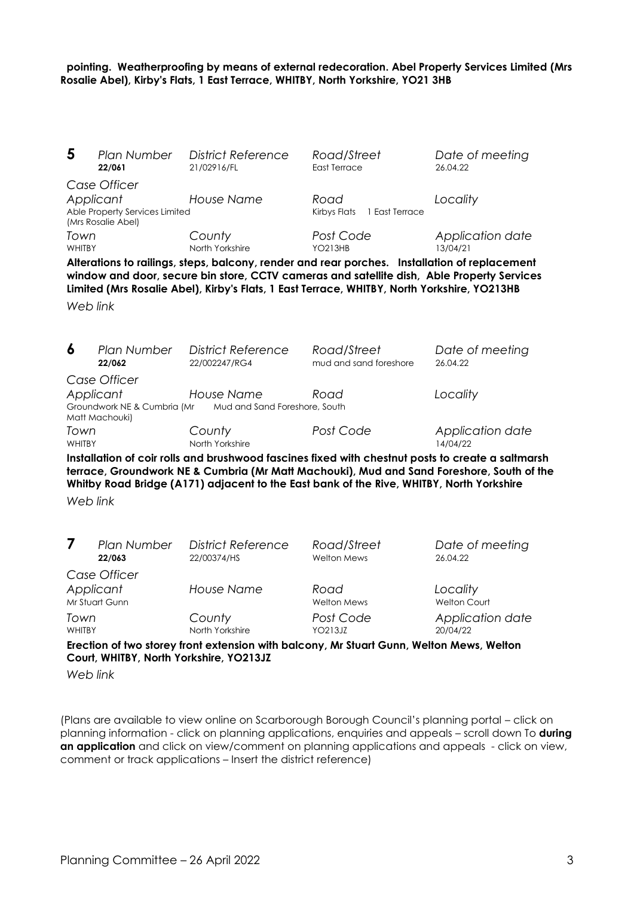**pointing. Weatherproofing by means of external redecoration. Abel Property Services Limited (Mrs Rosalie Abel), Kirby's Flats, 1 East Terrace, WHITBY, North Yorkshire, YO21 3HB**

| **5** | *Plan Number* | *District Reference* | *Road/Street* | *Date of meeting* |
|---|---|---|---|---|
| | **22/061** | 21/02916/FL | East Terrace | 26.04.22 |
| | *Case Officer* | | | |
| | *Applicant* | *House Name* | *Road* | *Locality* |
| | Able Property Services Limited (Mrs Rosalie Abel) | | Kirbys Flats 1 East Terrace | |
| | *Town* | *County* | *Post Code* | *Application date* |
| | WHITBY | North Yorkshire | YO213HB | 13/04/21 |

**Alterations to railings, steps, balcony, render and rear porches. Installation of replacement window and door, secure bin store, CCTV cameras and satellite dish, Able Property Services Limited (Mrs Rosalie Abel), Kirby's Flats, 1 East Terrace, WHITBY, North Yorkshire, YO213HB**

*Web link*

| **6** | *Plan Number* | *District Reference* | *Road/Street* | *Date of meeting* |
|---|---|---|---|---|
| | **22/062** | 22/002247/RG4 | mud and sand foreshore | 26.04.22 |
| | *Case Officer* | | | |
| | *Applicant* | *House Name* | *Road* | *Locality* |
| | Groundwork NE & Cumbria (Mr Matt Machouki) | Mud and Sand Foreshore, South | | |
| | *Town* | *County* | *Post Code* | *Application date* |
| | WHITBY | North Yorkshire | | 14/04/22 |

**Installation of coir rolls and brushwood fascines fixed with chestnut posts to create a saltmarsh terrace, Groundwork NE & Cumbria (Mr Matt Machouki), Mud and Sand Foreshore, South of the Whitby Road Bridge (A171) adjacent to the East bank of the Rive, WHITBY, North Yorkshire**

*Web link*

| **7** | *Plan Number* | *District Reference* | *Road/Street* | *Date of meeting* |
|---|---|---|---|---|
| | **22/063** | 22/00374/HS | Welton Mews | 26.04.22 |
| | *Case Officer* | | | |
| | *Applicant* | *House Name* | *Road* | *Locality* |
| | Mr Stuart Gunn | | Welton Mews | Welton Court |
| | *Town* | *County* | *Post Code* | *Application date* |
| | WHITBY | North Yorkshire | YO213JZ | 20/04/22 |

**Erection of two storey front extension with balcony, Mr Stuart Gunn, Welton Mews, Welton Court, WHITBY, North Yorkshire, YO213JZ**

*Web link*

(Plans are available to view online on Scarborough Borough Council's planning portal – click on planning information - click on planning applications, enquiries and appeals – scroll down To **during an application** and click on view/comment on planning applications and appeals - click on view, comment or track applications – Insert the district reference)